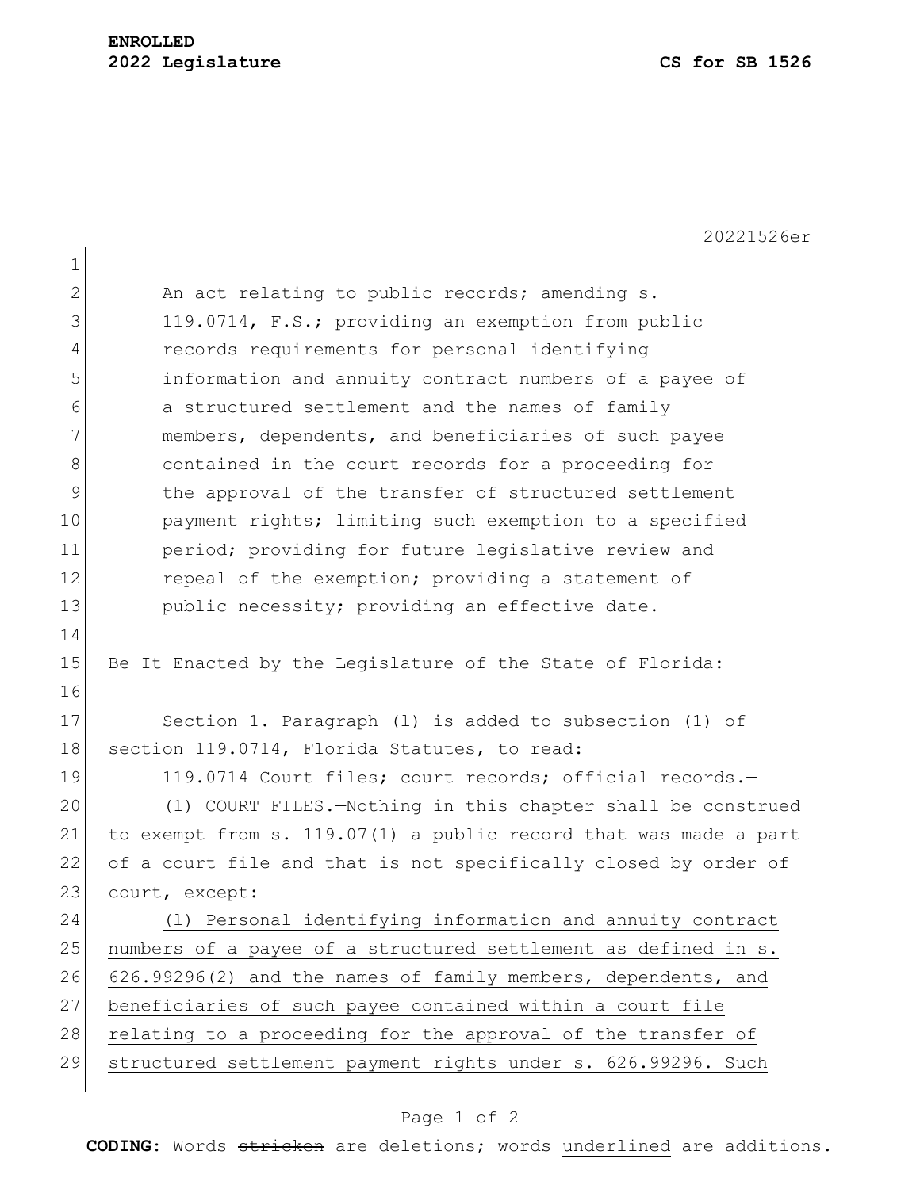**ENROLLED**
**2022 Legislature** **CS for SB 1526**

20221526er

An act relating to public records; amending s. 119.0714, F.S.; providing an exemption from public records requirements for personal identifying information and annuity contract numbers of a payee of a structured settlement and the names of family members, dependents, and beneficiaries of such payee contained in the court records for a proceeding for the approval of the transfer of structured settlement payment rights; limiting such exemption to a specified period; providing for future legislative review and repeal of the exemption; providing a statement of public necessity; providing an effective date.

Be It Enacted by the Legislature of the State of Florida:

Section 1. Paragraph (l) is added to subsection (1) of section 119.0714, Florida Statutes, to read:

119.0714 Court files; court records; official records.—

(1) COURT FILES.—Nothing in this chapter shall be construed to exempt from s. 119.07(1) a public record that was made a part of a court file and that is not specifically closed by order of court, except:

<u>(l) Personal identifying information and annuity contract numbers of a payee of a structured settlement as defined in s. 626.99296(2) and the names of family members, dependents, and beneficiaries of such payee contained within a court file relating to a proceeding for the approval of the transfer of structured settlement payment rights under s. 626.99296. Such</u>

**CODING:** Words ~~stricken~~ are deletions; words <u>underlined</u> are additions.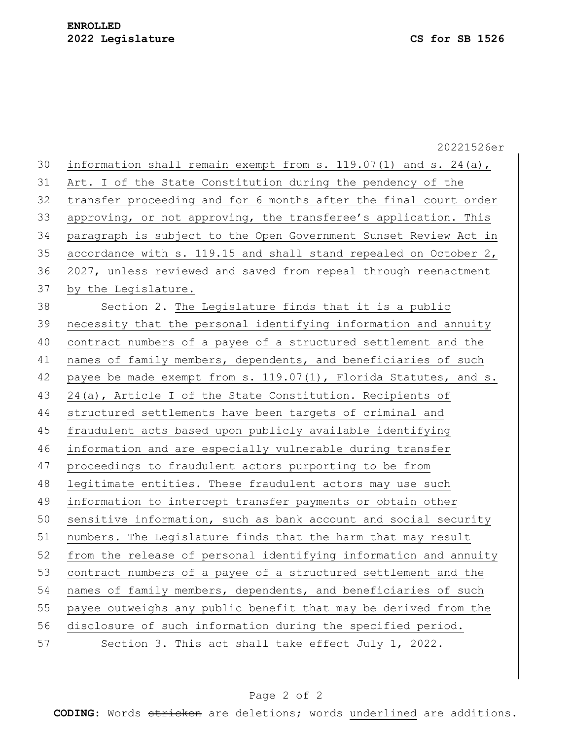information shall remain exempt from s. 119.07(1) and s. 24(a), Art. I of the State Constitution during the pendency of the transfer proceeding and for 6 months after the final court order approving, or not approving, the transferee's application. This paragraph is subject to the Open Government Sunset Review Act in accordance with s. 119.15 and shall stand repealed on October 2, 2027, unless reviewed and saved from repeal through reenactment by the Legislature.

Section 2. The Legislature finds that it is a public necessity that the personal identifying information and annuity contract numbers of a payee of a structured settlement and the names of family members, dependents, and beneficiaries of such payee be made exempt from s. 119.07(1), Florida Statutes, and s. 24(a), Article I of the State Constitution. Recipients of structured settlements have been targets of criminal and fraudulent acts based upon publicly available identifying information and are especially vulnerable during transfer proceedings to fraudulent actors purporting to be from legitimate entities. These fraudulent actors may use such information to intercept transfer payments or obtain other sensitive information, such as bank account and social security numbers. The Legislature finds that the harm that may result from the release of personal identifying information and annuity contract numbers of a payee of a structured settlement and the names of family members, dependents, and beneficiaries of such payee outweighs any public benefit that may be derived from the disclosure of such information during the specified period.

Section 3. This act shall take effect July 1, 2022.

**CODING:** Words ~~stricken~~ are deletions; words underlined are additions.